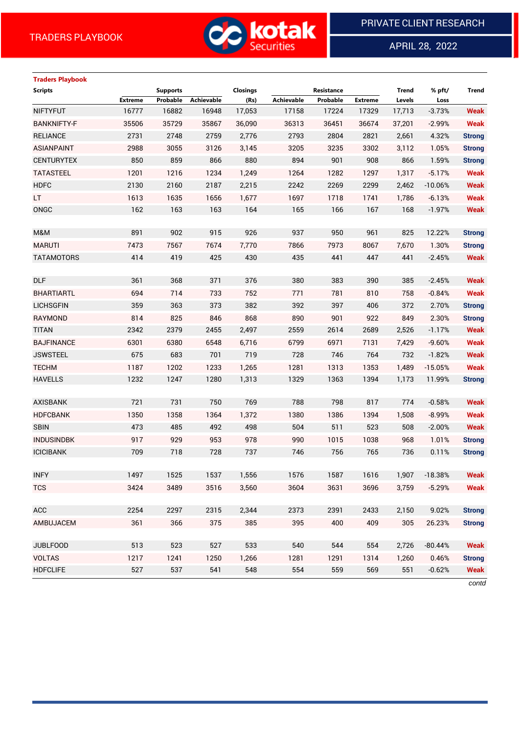## Traders Playbook

| Scripts | Supports | | | Closings | Resistance | | | Trend | % pft/ | Trend |
|---|---|---|---|---|---|---|---|---|---|---|
| | Extreme | Probable | Achievable | (Rs) | Achievable | Probable | Extreme | Levels | Loss | |
| NIFTYFUT | 16777 | 16882 | 16948 | 17,053 | 17158 | 17224 | 17329 | 17,713 | -3.73% | Weak |
| BANKNIFTY-F | 35506 | 35729 | 35867 | 36,090 | 36313 | 36451 | 36674 | 37,201 | -2.99% | Weak |
| RELIANCE | 2731 | 2748 | 2759 | 2,776 | 2793 | 2804 | 2821 | 2,661 | 4.32% | Strong |
| ASIANPAINT | 2988 | 3055 | 3126 | 3,145 | 3205 | 3235 | 3302 | 3,112 | 1.05% | Strong |
| CENTURYTEX | 850 | 859 | 866 | 880 | 894 | 901 | 908 | 866 | 1.59% | Strong |
| TATASTEEL | 1201 | 1216 | 1234 | 1,249 | 1264 | 1282 | 1297 | 1,317 | -5.17% | Weak |
| HDFC | 2130 | 2160 | 2187 | 2,215 | 2242 | 2269 | 2299 | 2,462 | -10.06% | Weak |
| LT | 1613 | 1635 | 1656 | 1,677 | 1697 | 1718 | 1741 | 1,786 | -6.13% | Weak |
| ONGC | 162 | 163 | 163 | 164 | 165 | 166 | 167 | 168 | -1.97% | Weak |
| | | | | | | | | | | |
| M&M | 891 | 902 | 915 | 926 | 937 | 950 | 961 | 825 | 12.22% | Strong |
| MARUTI | 7473 | 7567 | 7674 | 7,770 | 7866 | 7973 | 8067 | 7,670 | 1.30% | Strong |
| TATAMOTORS | 414 | 419 | 425 | 430 | 435 | 441 | 447 | 441 | -2.45% | Weak |
| | | | | | | | | | | |
| DLF | 361 | 368 | 371 | 376 | 380 | 383 | 390 | 385 | -2.45% | Weak |
| BHARTIARTL | 694 | 714 | 733 | 752 | 771 | 781 | 810 | 758 | -0.84% | Weak |
| LICHSGFIN | 359 | 363 | 373 | 382 | 392 | 397 | 406 | 372 | 2.70% | Strong |
| RAYMOND | 814 | 825 | 846 | 868 | 890 | 901 | 922 | 849 | 2.30% | Strong |
| TITAN | 2342 | 2379 | 2455 | 2,497 | 2559 | 2614 | 2689 | 2,526 | -1.17% | Weak |
| BAJFINANCE | 6301 | 6380 | 6548 | 6,716 | 6799 | 6971 | 7131 | 7,429 | -9.60% | Weak |
| JSWSTEEL | 675 | 683 | 701 | 719 | 728 | 746 | 764 | 732 | -1.82% | Weak |
| TECHM | 1187 | 1202 | 1233 | 1,265 | 1281 | 1313 | 1353 | 1,489 | -15.05% | Weak |
| HAVELLS | 1232 | 1247 | 1280 | 1,313 | 1329 | 1363 | 1394 | 1,173 | 11.99% | Strong |
| | | | | | | | | | | |
| AXISBANK | 721 | 731 | 750 | 769 | 788 | 798 | 817 | 774 | -0.58% | Weak |
| HDFCBANK | 1350 | 1358 | 1364 | 1,372 | 1380 | 1386 | 1394 | 1,508 | -8.99% | Weak |
| SBIN | 473 | 485 | 492 | 498 | 504 | 511 | 523 | 508 | -2.00% | Weak |
| INDUSINDBK | 917 | 929 | 953 | 978 | 990 | 1015 | 1038 | 968 | 1.01% | Strong |
| ICICIBANK | 709 | 718 | 728 | 737 | 746 | 756 | 765 | 736 | 0.11% | Strong |
| | | | | | | | | | | |
| INFY | 1497 | 1525 | 1537 | 1,556 | 1576 | 1587 | 1616 | 1,907 | -18.38% | Weak |
| TCS | 3424 | 3489 | 3516 | 3,560 | 3604 | 3631 | 3696 | 3,759 | -5.29% | Weak |
| | | | | | | | | | | |
| ACC | 2254 | 2297 | 2315 | 2,344 | 2373 | 2391 | 2433 | 2,150 | 9.02% | Strong |
| AMBUJACEM | 361 | 366 | 375 | 385 | 395 | 400 | 409 | 305 | 26.23% | Strong |
| | | | | | | | | | | |
| JUBLFOOD | 513 | 523 | 527 | 533 | 540 | 544 | 554 | 2,726 | -80.44% | Weak |
| VOLTAS | 1217 | 1241 | 1250 | 1,266 | 1281 | 1291 | 1314 | 1,260 | 0.46% | Strong |
| HDFCLIFE | 527 | 537 | 541 | 548 | 554 | 559 | 569 | 551 | -0.62% | Weak |

*contd*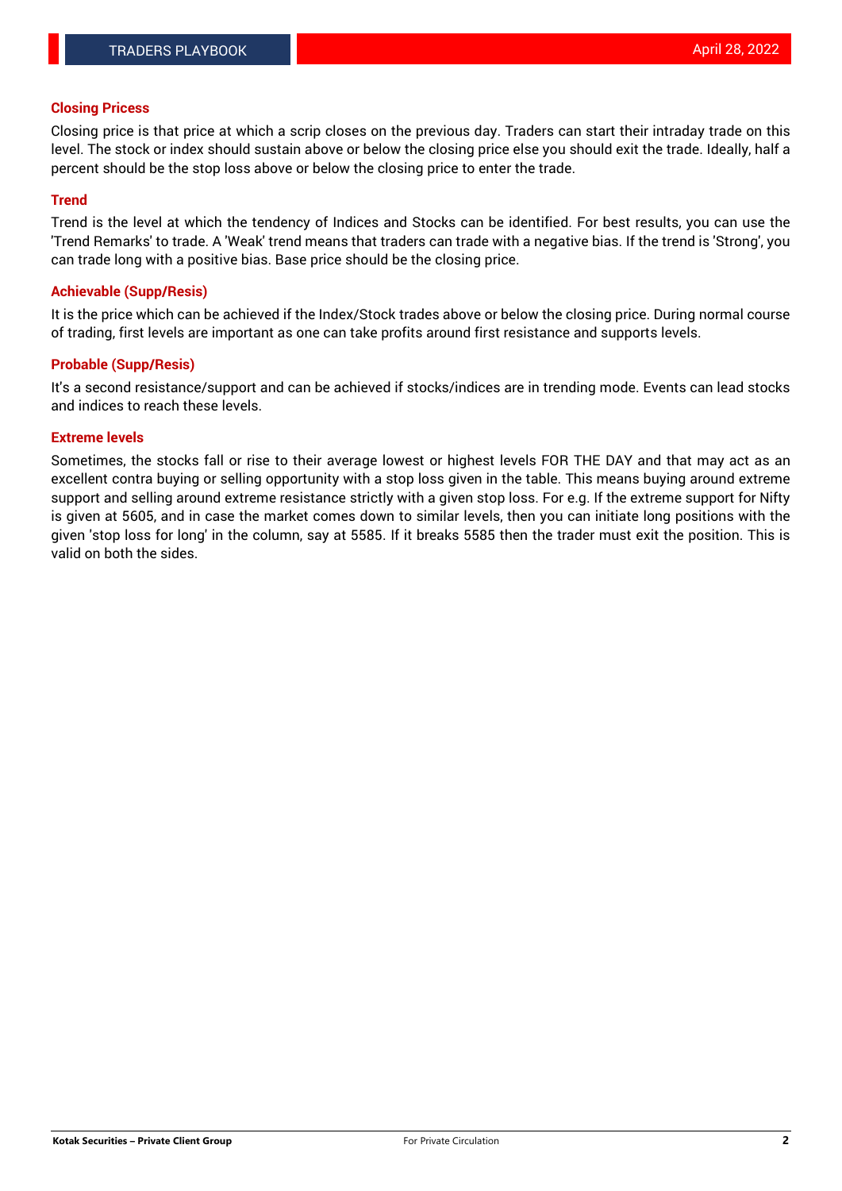## Closing Pricess

Closing price is that price at which a scrip closes on the previous day. Traders can start their intraday trade on this level. The stock or index should sustain above or below the closing price else you should exit the trade. Ideally, half a percent should be the stop loss above or below the closing price to enter the trade.

## Trend

Trend is the level at which the tendency of Indices and Stocks can be identified. For best results, you can use the 'Trend Remarks' to trade. A 'Weak' trend means that traders can trade with a negative bias. If the trend is 'Strong', you can trade long with a positive bias. Base price should be the closing price.

## Achievable (Supp/Resis)

It is the price which can be achieved if the Index/Stock trades above or below the closing price. During normal course of trading, first levels are important as one can take profits around first resistance and supports levels.

## Probable (Supp/Resis)

It's a second resistance/support and can be achieved if stocks/indices are in trending mode. Events can lead stocks and indices to reach these levels.

## Extreme levels

Sometimes, the stocks fall or rise to their average lowest or highest levels FOR THE DAY and that may act as an excellent contra buying or selling opportunity with a stop loss given in the table. This means buying around extreme support and selling around extreme resistance strictly with a given stop loss. For e.g. If the extreme support for Nifty is given at 5605, and in case the market comes down to similar levels, then you can initiate long positions with the given 'stop loss for long' in the column, say at 5585. If it breaks 5585 then the trader must exit the position. This is valid on both the sides.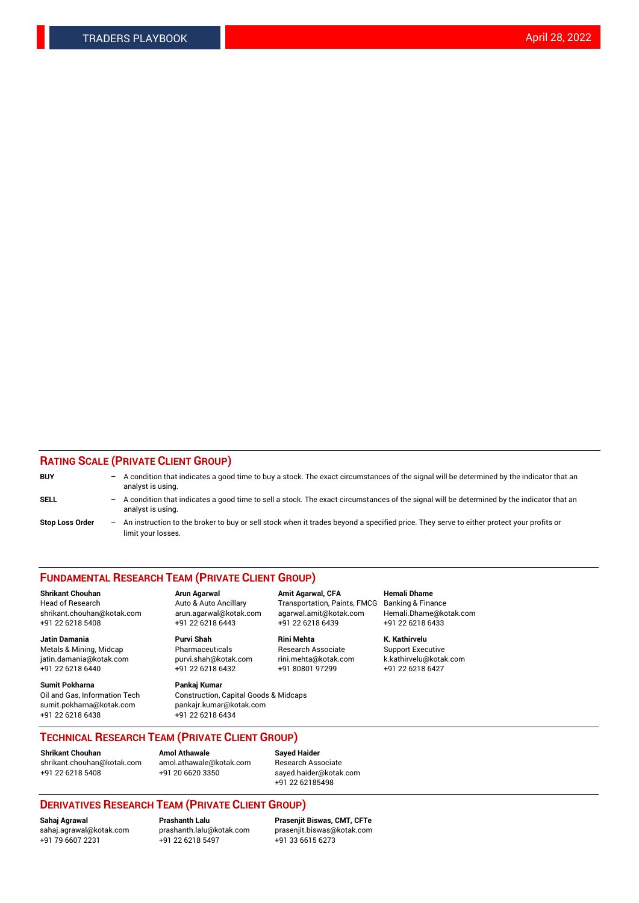## RATING SCALE (PRIVATE CLIENT GROUP)

**BUY** – A condition that indicates a good time to buy a stock. The exact circumstances of the signal will be determined by the indicator that an analyst is using.

**SELL** – A condition that indicates a good time to sell a stock. The exact circumstances of the signal will be determined by the indicator that an analyst is using.

**Stop Loss Order** – An instruction to the broker to buy or sell stock when it trades beyond a specified price. They serve to either protect your profits or limit your losses.

## FUNDAMENTAL RESEARCH TEAM (PRIVATE CLIENT GROUP)

**Shrikant Chouhan**
Head of Research
shrikant.chouhan@kotak.com
+91 22 6218 5408

**Arun Agarwal**
Auto & Auto Ancillary
arun.agarwal@kotak.com
+91 22 6218 6443

**Amit Agarwal, CFA**
Transportation, Paints, FMCG
agarwal.amit@kotak.com
+91 22 6218 6439

**Hemali Dhame**
Banking & Finance
Hemali.Dhame@kotak.com
+91 22 6218 6433

**Jatin Damania**
Metals & Mining, Midcap
jatin.damania@kotak.com
+91 22 6218 6440

**Purvi Shah**
Pharmaceuticals
purvi.shah@kotak.com
+91 22 6218 6432

**Rini Mehta**
Research Associate
rini.mehta@kotak.com
+91 80801 97299

**K. Kathirvelu**
Support Executive
k.kathirvelu@kotak.com
+91 22 6218 6427

**Sumit Pokharna**
Oil and Gas, Information Tech
sumit.pokharna@kotak.com
+91 22 6218 6438

**Pankaj Kumar**
Construction, Capital Goods & Midcaps
pankajr.kumar@kotak.com
+91 22 6218 6434

## TECHNICAL RESEARCH TEAM (PRIVATE CLIENT GROUP)

**Shrikant Chouhan**
shrikant.chouhan@kotak.com
+91 22 6218 5408

**Amol Athawale**
amol.athawale@kotak.com
+91 20 6620 3350

**Sayed Haider**
Research Associate
sayed.haider@kotak.com
+91 22 62185498

## DERIVATIVES RESEARCH TEAM (PRIVATE CLIENT GROUP)

**Sahaj Agrawal**
sahaj.agrawal@kotak.com
+91 79 6607 2231

**Prashanth Lalu**
prashanth.lalu@kotak.com
+91 22 6218 5497

**Prasenjit Biswas, CMT, CFTe**
prasenjit.biswas@kotak.com
+91 33 6615 6273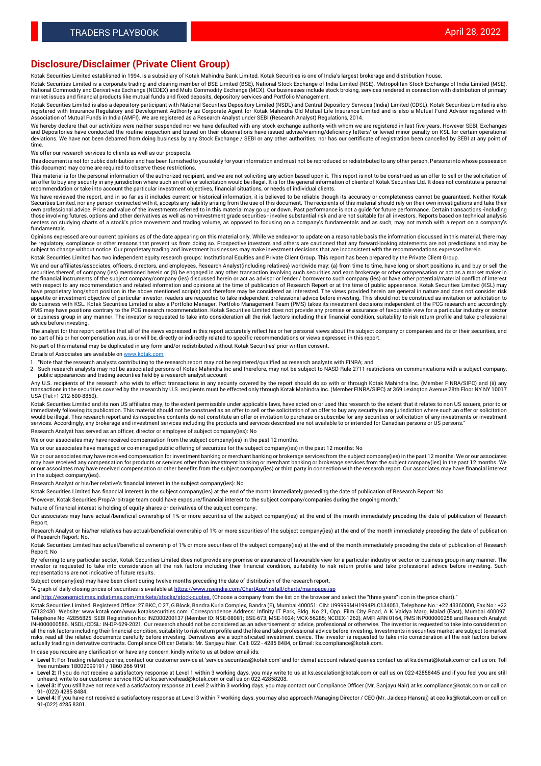## Disclosure/Disclaimer (Private Client Group)

Kotak Securities Limited established in 1994, is a subsidiary of Kotak Mahindra Bank Limited. Kotak Securities is one of India's largest brokerage and distribution house.

Kotak Securities Limited is a corporate trading and clearing member of BSE Limited (BSE), National Stock Exchange of India Limited (NSE), Metropolitan Stock Exchange of India Limited (MSE), National Commodity and Derivatives Exchange (NCDEX) and Multi Commodity Exchange (MCX). Our businesses include stock broking, services rendered in connection with distribution of primary market issues and financial products like mutual funds and fixed deposits, depository services and Portfolio Management.

Kotak Securities Limited is also a depository participant with National Securities Depository Limited (NSDL) and Central Depository Services (India) Limited (CDSL). Kotak Securities Limited is also registered with Insurance Regulatory and Development Authority as Corporate Agent for Kotak Mahindra Old Mutual Life Insurance Limited and is also a Mutual Fund Advisor registered with Association of Mutual Funds in India (AMFI). We are registered as a Research Analyst under SEBI (Research Analyst) Regulations, 2014.

We hereby declare that our activities were neither suspended nor we have defaulted with any stock exchange authority with whom we are registered in last five years. However SEBI, Exchanges and Depositories have conducted the routine inspection and based on their observations have issued advise/warning/deficiency letters/ or levied minor penalty on KSL for certain operational deviations. We have not been debarred from doing business by any Stock Exchange / SEBI or any other authorities; nor has our certificate of registration been cancelled by SEBI at any point of time.

We offer our research services to clients as well as our prospects.

This document is not for public distribution and has been furnished to you solely for your information and must not be reproduced or redistributed to any other person. Persons into whose possession this document may come are required to observe these restrictions.

This material is for the personal information of the authorized recipient, and we are not soliciting any action based upon it. This report is not to be construed as an offer to sell or the solicitation of an offer to buy any security in any jurisdiction where such an offer or solicitation would be illegal. It is for the general information of clients of Kotak Securities Ltd. It does not constitute a personal recommendation or take into account the particular investment objectives, financial situations, or needs of individual clients.

We have reviewed the report, and in so far as it includes current or historical information, it is believed to be reliable though its accuracy or completeness cannot be guaranteed. Neither Kotak Securities Limited, nor any person connected with it, accepts any liability arising from the use of this document. The recipients of this material should rely on their own investigations and take their own professional advice. Price and value of the investments referred to in this material may go up or down. Past performance is not a guide for future performance. Certain transactions -including those involving futures, options and other derivatives as well as non-investment grade securities - involve substantial risk and are not suitable for all investors. Reports based on technical analysis centers on studying charts of a stock's price movement and trading volume, as opposed to focusing on a company's fundamentals and as such, may not match with a report on a company's fundamentals.

Opinions expressed are our current opinions as of the date appearing on this material only. While we endeavor to update on a reasonable basis the information discussed in this material, there may be regulatory, compliance or other reasons that prevent us from doing so. Prospective investors and others are cautioned that any forward-looking statements are not predictions and may be subject to change without notice. Our proprietary trading and investment businesses may make investment decisions that are inconsistent with the recommendations expressed herein.

Kotak Securities Limited has two independent equity research groups: Institutional Equities and Private Client Group. This report has been prepared by the Private Client Group.

We and our affiliates/associates, officers, directors, and employees, Research Analyst(including relatives) worldwide may: (a) from time to time, have long or short positions in, and buy or sell the securities thereof, of company (ies) mentioned herein or (b) be engaged in any other transaction involving such securities and earn brokerage or other compensation or act as a market maker in the financial instruments of the subject company/company (ies) discussed herein or act as advisor or lender / borrower to such company (ies) or have other potential/material conflict of interest with respect to any recommendation and related information and opinions at the time of publication of Research Report or at the time of public appearance. Kotak Securities Limited (KSL) may have proprietary long/short position in the above mentioned scrip(s) and therefore may be considered as interested. The views provided herein are general in nature and does not consider risk appetite or investment objective of particular investor; readers are requested to take independent professional advice before investing. This should not be construed as invitation or solicitation to do business with KSL. Kotak Securities Limited is also a Portfolio Manager. Portfolio Management Team (PMS) takes its investment decisions independent of the PCG research and accordingly PMS may have positions contrary to the PCG research recommendation. Kotak Securities Limited does not provide any promise or assurance of favourable view for a particular industry or sector or business group in any manner. The investor is requested to take into consideration all the risk factors including their financial condition, suitability to risk return profile and take professional advice before investing.

The analyst for this report certifies that all of the views expressed in this report accurately reflect his or her personal views about the subject company or companies and its or their securities, and no part of his or her compensation was, is or will be, directly or indirectly related to specific recommendations or views expressed in this report.

No part of this material may be duplicated in any form and/or redistributed without Kotak Securities' prior written consent.

Details of Associates are available on www.kotak.com

1. "Note that the research analysts contributing to the research report may not be registered/qualified as research analysts with FINRA; and
2. Such research analysts may not be associated persons of Kotak Mahindra Inc and therefore, may not be subject to NASD Rule 2711 restrictions on communications with a subject company, public appearances and trading securities held by a research analyst account

Any U.S. recipients of the research who wish to effect transactions in any security covered by the report should do so with or through Kotak Mahindra Inc. (Member FINRA/SIPC) and (ii) any transactions in the securities covered by the research by U.S. recipients must be effected only through Kotak Mahindra Inc. (Member FINRA/SIPC) at 369 Lexington Avenue 28th Floor NY NY 10017 USA (Tel:+1 212-600-8850).

Kotak Securities Limited and its non US affiliates may, to the extent permissible under applicable laws, have acted on or used this research to the extent that it relates to non US issuers, prior to or immediately following its publication. This material should not be construed as an offer to sell or the solicitation of an offer to buy any security in any jurisdiction where such an offer or solicitation would be illegal. This research report and its respective contents do not constitute an offer or invitation to purchase or subscribe for any securities or solicitation of any investments or investment services. Accordingly, any brokerage and investment services including the products and services described are not available to or intended for Canadian persons or US persons."

Research Analyst has served as an officer, director or employee of subject company(ies): No

We or our associates may have received compensation from the subject company(ies) in the past 12 months.

We or our associates have managed or co-managed public offering of securities for the subject company(ies) in the past 12 months: No

We or our associates may have received compensation for investment banking or merchant banking or brokerage services from the subject company(ies) in the past 12 months. We or our associates may have received any compensation for products or services other than investment banking or merchant banking or brokerage services from the subject company(ies) in the past 12 months. We or our associates may have received compensation or other benefits from the subject company(ies) or third party in connection with the research report. Our associates may have financial interest in the subject company(ies).

Research Analyst or his/her relative's financial interest in the subject company(ies): No

Kotak Securities Limited has financial interest in the subject company(ies) at the end of the month immediately preceding the date of publication of Research Report: No

"However, Kotak Securities Prop/Arbitrage team could have exposure/financial interest to the subject company/companies during the ongoing month."

Nature of financial interest is holding of equity shares or derivatives of the subject company.

Our associates may have actual/beneficial ownership of 1% or more securities of the subject company(ies) at the end of the month immediately preceding the date of publication of Research Report.

Research Analyst or his/her relatives has actual/beneficial ownership of 1% or more securities of the subject company(ies) at the end of the month immediately preceding the date of publication of Research Report: No.

Kotak Securities Limited has actual/beneficial ownership of 1% or more securities of the subject company(ies) at the end of the month immediately preceding the date of publication of Research Report: No

By referring to any particular sector, Kotak Securities Limited does not provide any promise or assurance of favourable view for a particular industry or sector or business group in any manner. The investor is requested to take into consideration all the risk factors including their financial condition, suitability to risk return profile and take professional advice before investing. Such representations are not indicative of future results.

Subject company(ies) may have been client during twelve months preceding the date of distribution of the research report.

"A graph of daily closing prices of securities is available at https://www.nseindia.com/ChartApp/install/charts/mainpage.jsp

and http://economictimes.indiatimes.com/markets/stocks/stock-quotes. (Choose a company from the list on the browser and select the "three years" icon in the price chart)."

Kotak Securities Limited. Registered Office: 27 BKC, C 27, G Block, Bandra Kurla Complex, Bandra (E), Mumbai 400051. CIN: U99999MH1994PLC134051, Telephone No.: +22 43360000, Fax No.: +22 67132430. Website: www.kotak.com/www.kotaksecurities.com. Correspondence Address: Infinity IT Park, Bldg. No 21, Opp. Film City Road, A K Vaidya Marg, Malad (East), Mumbai 400097. Telephone No: 42856825. SEBI Registration No: INZ000200137 (Member ID: NSE-08081; BSE-673; MSE-1024; MCX-56285; NCDEX-1262), AMFI ARN 0164, PMS INP000000258 and Research Analyst INH000000586. NSDL/CDSL: IN-DP-629-2021. Our research should not be considered as an advertisement or advice, professional or otherwise. The investor is requested to take into consideration all the risk factors including their financial condition, suitability to risk return profile and the like and take professional advice before investing. Investments in securities market are subject to market risks, read all the related documents carefully before investing. Derivatives are a sophisticated investment device. The investor is requested to take into consideration all the risk factors before actually trading in derivative contracts. Compliance Officer Details: Mr. Sanjayu Nair. Call: 022 - 4285 8484, or Email: ks.compliance@kotak.com.

In case you require any clarification or have any concern, kindly write to us at below email ids:

- **Level 1**: For Trading related queries, contact our customer service at 'service.securities@kotak.com' and for demat account related queries contact us at ks.demat@kotak.com or call us on: Toll free numbers 18002099191 / 1860 266 9191
- **Level 2:** If you do not receive a satisfactory response at Level 1 within 3 working days, you may write to us at ks.escalation@kotak.com or call us on 022-42858445 and if you feel you are still unheard, write to our customer service HOD at ks.servicehead@kotak.com or call us on 022-42858208.
- **Level 3:** If you still have not received a satisfactory response at Level 2 within 3 working days, you may contact our Compliance Officer (Mr. Sanjayu Nair) at ks.compliance@kotak.com or call on 91- (022) 4285 8484.
- **Level 4:** If you have not received a satisfactory response at Level 3 within 7 working days, you may also approach Managing Director / CEO (Mr. Jaideep Hansraj) at ceo.ks@kotak.com or call on 91-(022) 4285 8301.